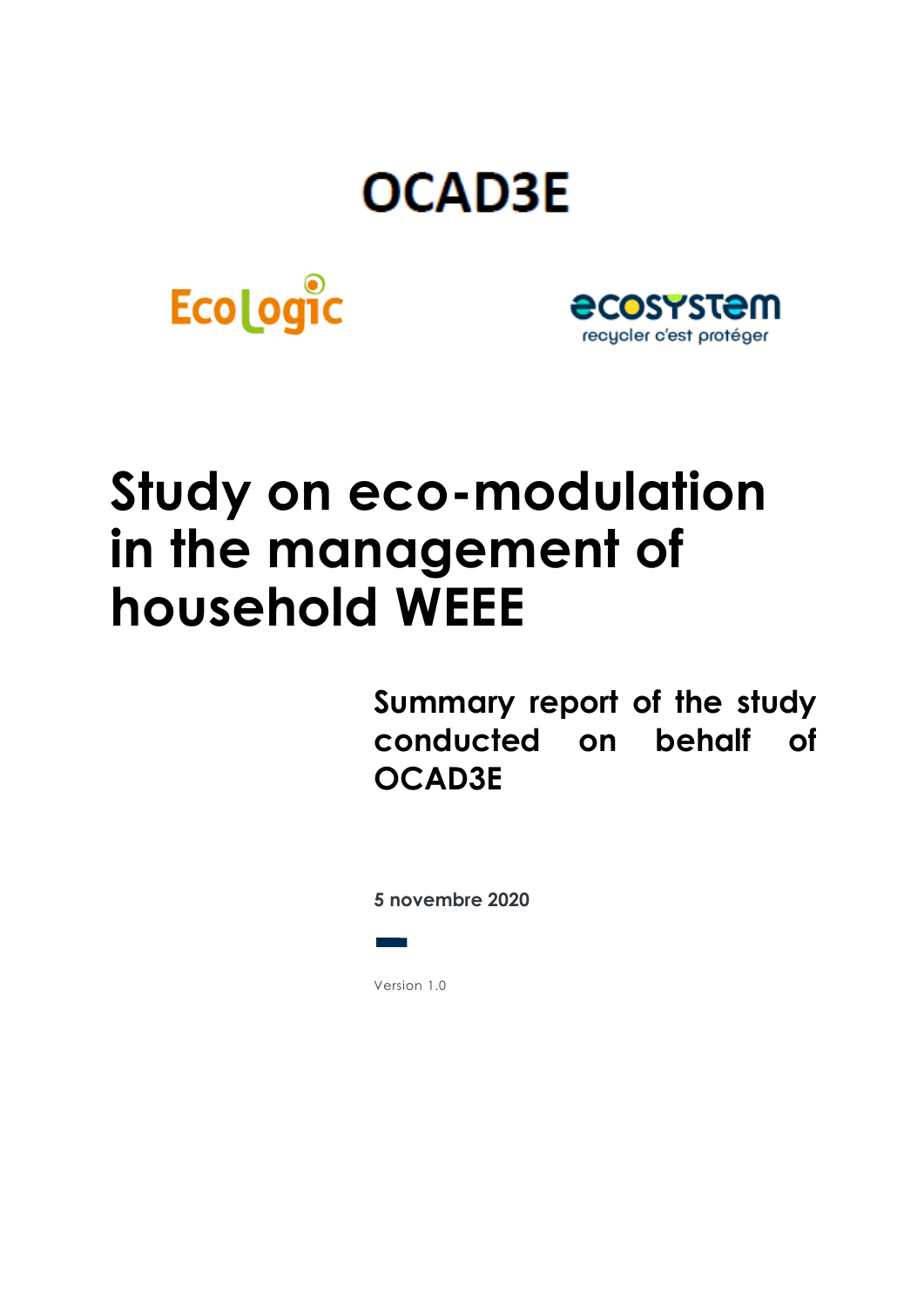OCAD3E

Ecologic

ecosystem
recycler c'est protéger

# Study on eco-modulation in the management of household WEEE

## Summary report of the study conducted on behalf of OCAD3E

**5 novembre 2020**

Version 1.0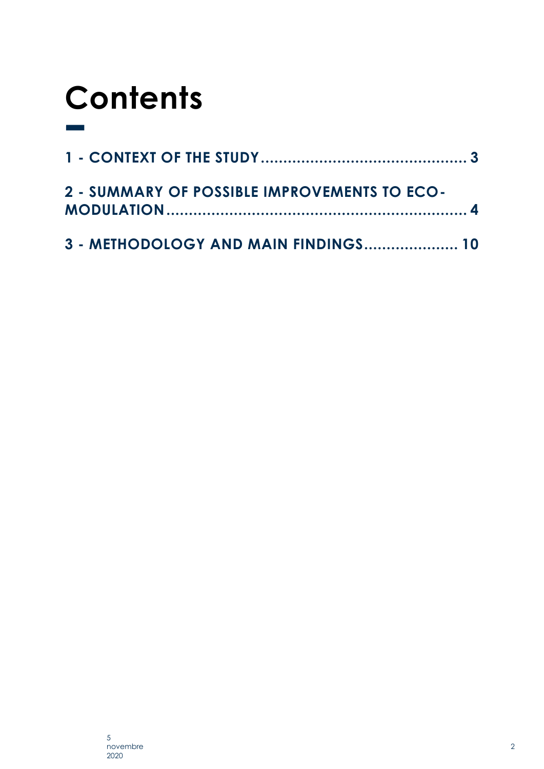# Contents

1 - CONTEXT OF THE STUDY ............................................. 3

2 - SUMMARY OF POSSIBLE IMPROVEMENTS TO ECO-MODULATION ........................................................ 4

3 - METHODOLOGY AND MAIN FINDINGS ..................... 10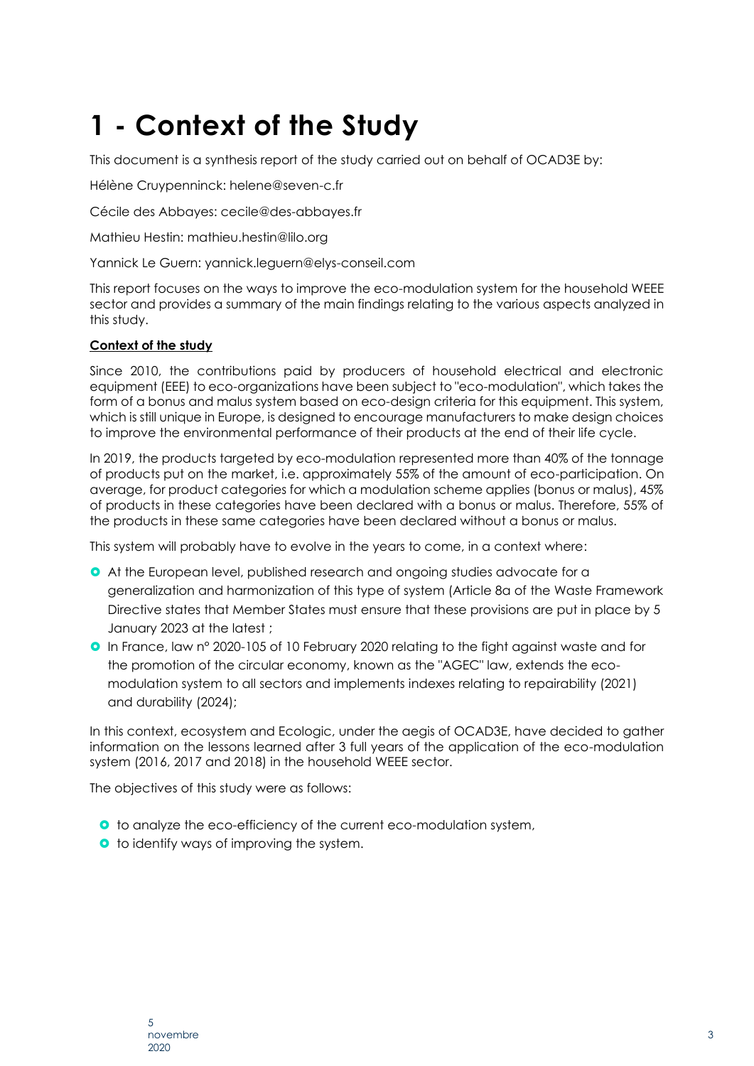# 1 - Context of the Study

This document is a synthesis report of the study carried out on behalf of OCAD3E by:

Hélène Cruypenninck: helene@seven-c.fr

Cécile des Abbayes: cecile@des-abbayes.fr

Mathieu Hestin: mathieu.hestin@lilo.org

Yannick Le Guern: yannick.leguern@elys-conseil.com

This report focuses on the ways to improve the eco-modulation system for the household WEEE sector and provides a summary of the main findings relating to the various aspects analyzed in this study.

**Context of the study**

Since 2010, the contributions paid by producers of household electrical and electronic equipment (EEE) to eco-organizations have been subject to "eco-modulation", which takes the form of a bonus and malus system based on eco-design criteria for this equipment. This system, which is still unique in Europe, is designed to encourage manufacturers to make design choices to improve the environmental performance of their products at the end of their life cycle.

In 2019, the products targeted by eco-modulation represented more than 40% of the tonnage of products put on the market, i.e. approximately 55% of the amount of eco-participation. On average, for product categories for which a modulation scheme applies (bonus or malus), 45% of products in these categories have been declared with a bonus or malus. Therefore, 55% of the products in these same categories have been declared without a bonus or malus.

This system will probably have to evolve in the years to come, in a context where:

- At the European level, published research and ongoing studies advocate for a generalization and harmonization of this type of system (Article 8a of the Waste Framework Directive states that Member States must ensure that these provisions are put in place by 5 January 2023 at the latest ;
- In France, law n° 2020-105 of 10 February 2020 relating to the fight against waste and for the promotion of the circular economy, known as the "AGEC" law, extends the eco-modulation system to all sectors and implements indexes relating to repairability (2021) and durability (2024);

In this context, ecosystem and Ecologic, under the aegis of OCAD3E, have decided to gather information on the lessons learned after 3 full years of the application of the eco-modulation system (2016, 2017 and 2018) in the household WEEE sector.

The objectives of this study were as follows:

- to analyze the eco-efficiency of the current eco-modulation system,
- to identify ways of improving the system.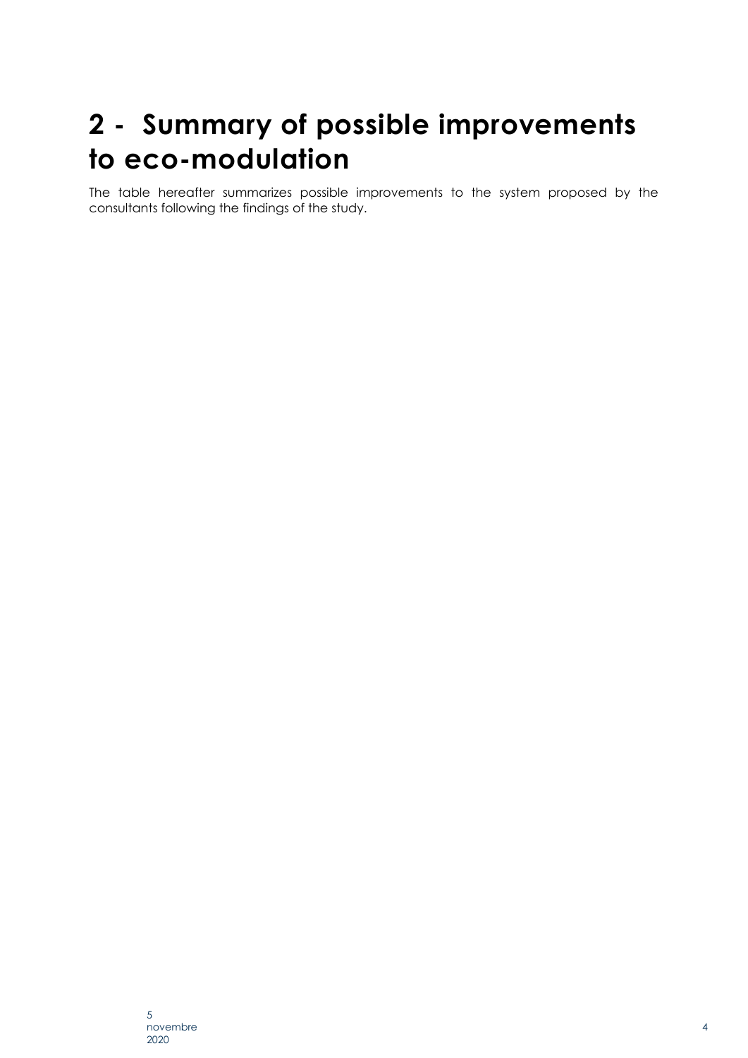# 2 - Summary of possible improvements to eco-modulation

The table hereafter summarizes possible improvements to the system proposed by the consultants following the findings of the study.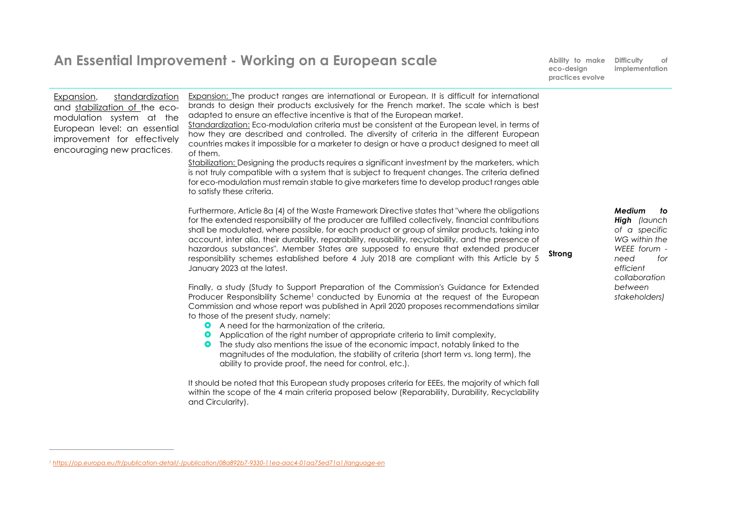# An Essential Improvement - Working on a European scale

| | | Ability to make eco-design practices evolve | Difficulty of implementation |
|---|---|---|---|
| Expansion, standardization and stabilization of the eco-modulation system at the European level: an essential improvement for effectively encouraging new practices. | Expansion: The product ranges are international or European. It is difficult for international brands to design their products exclusively for the French market. The scale which is best adapted to ensure an effective incentive is that of the European market.<br>Standardization: Eco-modulation criteria must be consistent at the European level, in terms of how they are described and controlled. The diversity of criteria in the different European countries makes it impossible for a marketer to design or have a product designed to meet all of them.<br>Stabilization: Designing the products requires a significant investment by the marketers, which is not truly compatible with a system that is subject to frequent changes. The criteria defined for eco-modulation must remain stable to give marketers time to develop product ranges able to satisfy these criteria.<br><br>Furthermore, Article 8a (4) of the Waste Framework Directive states that "where the obligations for the extended responsibility of the producer are fulfilled collectively, financial contributions shall be modulated, where possible, for each product or group of similar products, taking into account, inter alia, their durability, reparability, reusability, recyclability, and the presence of hazardous substances". Member States are supposed to ensure that extended producer responsibility schemes established before 4 July 2018 are compliant with this Article by 5 January 2023 at the latest.<br><br>Finally, a study (Study to Support Preparation of the Commission's Guidance for Extended Producer Responsibility Scheme[1] conducted by Eunomia at the request of the European Commission and whose report was published in April 2020 proposes recommendations similar to those of the present study, namely:<br>- A need for the harmonization of the criteria,<br>- Application of the right number of appropriate criteria to limit complexity,<br>- The study also mentions the issue of the economic impact, notably linked to the magnitudes of the modulation, the stability of criteria (short term vs. long term), the ability to provide proof, the need for control, etc.).<br><br>It should be noted that this European study proposes criteria for EEEs, the majority of which fall within the scope of the 4 main criteria proposed below (Reparability, Durability, Recyclability and Circularity). | **Strong** | ***Medium to High** (launch of a specific WG within the WEEE forum - need for efficient collaboration between stakeholders)* |

[1] https://op.europa.eu/fr/publication-detail/-/publication/08a892b7-9330-11ea-aac4-01aa75ed71a1/language-en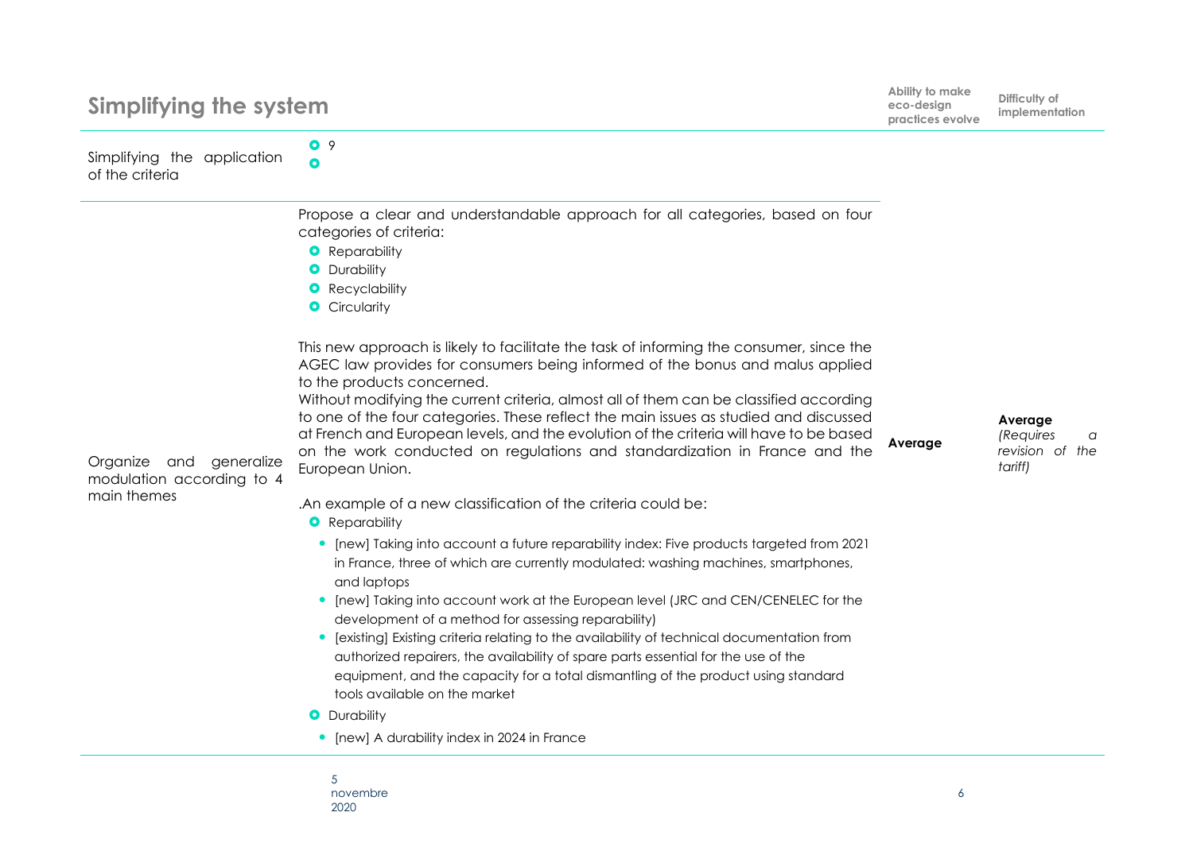## Simplifying the system

| | | Ability to make eco-design practices evolve | Difficulty of implementation |
|---|---|---|---|
| Simplifying the application of the criteria | • 9<br>• | | |
| Organize and generalize modulation according to 4 main themes | Propose a clear and understandable approach for all categories, based on four categories of criteria:<br>• Reparability<br>• Durability<br>• Recyclability<br>• Circularity<br><br>This new approach is likely to facilitate the task of informing the consumer, since the AGEC law provides for consumers being informed of the bonus and malus applied to the products concerned.<br>Without modifying the current criteria, almost all of them can be classified according to one of the four categories. These reflect the main issues as studied and discussed at French and European levels, and the evolution of the criteria will have to be based on the work conducted on regulations and standardization in France and the European Union.<br><br>.An example of a new classification of the criteria could be:<br>• Reparability<br>&nbsp;&nbsp;• [new] Taking into account a future reparability index: Five products targeted from 2021 in France, three of which are currently modulated: washing machines, smartphones, and laptops<br>&nbsp;&nbsp;• [new] Taking into account work at the European level (JRC and CEN/CENELEC for the development of a method for assessing reparability)<br>&nbsp;&nbsp;• [existing] Existing criteria relating to the availability of technical documentation from authorized repairers, the availability of spare parts essential for the use of the equipment, and the capacity for a total dismantling of the product using standard tools available on the market<br>• Durability<br>&nbsp;&nbsp;• [new] A durability index in 2024 in France | **Average** | **Average** *(Requires a revision of the tariff)* |

5 novembre 2020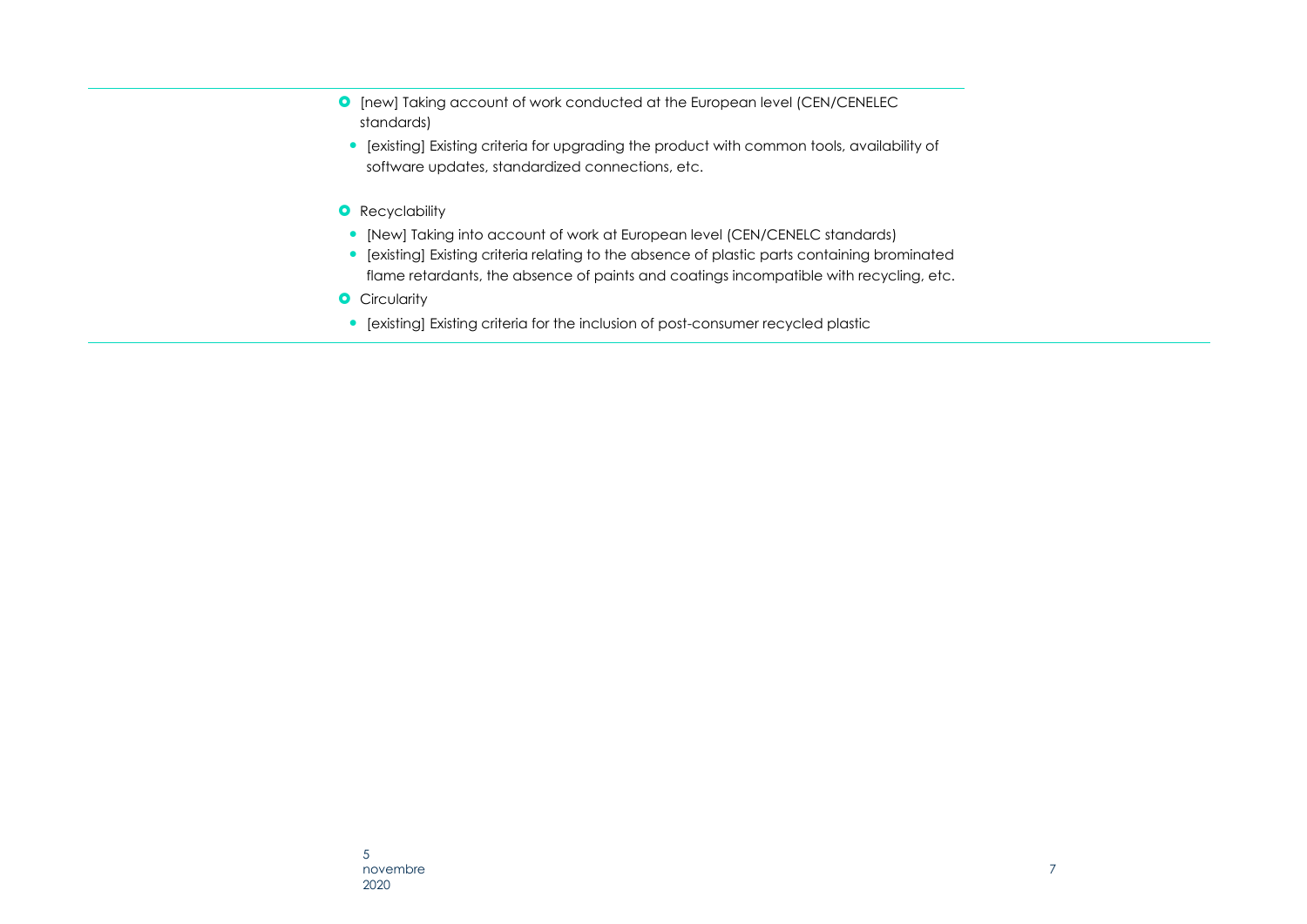- [new] Taking account of work conducted at the European level (CEN/CENELEC standards)
  - [existing] Existing criteria for upgrading the product with common tools, availability of software updates, standardized connections, etc.

- Recyclability
  - [New] Taking into account of work at European level (CEN/CENELC standards)
  - [existing] Existing criteria relating to the absence of plastic parts containing brominated flame retardants, the absence of paints and coatings incompatible with recycling, etc.
- Circularity
  - [existing] Existing criteria for the inclusion of post-consumer recycled plastic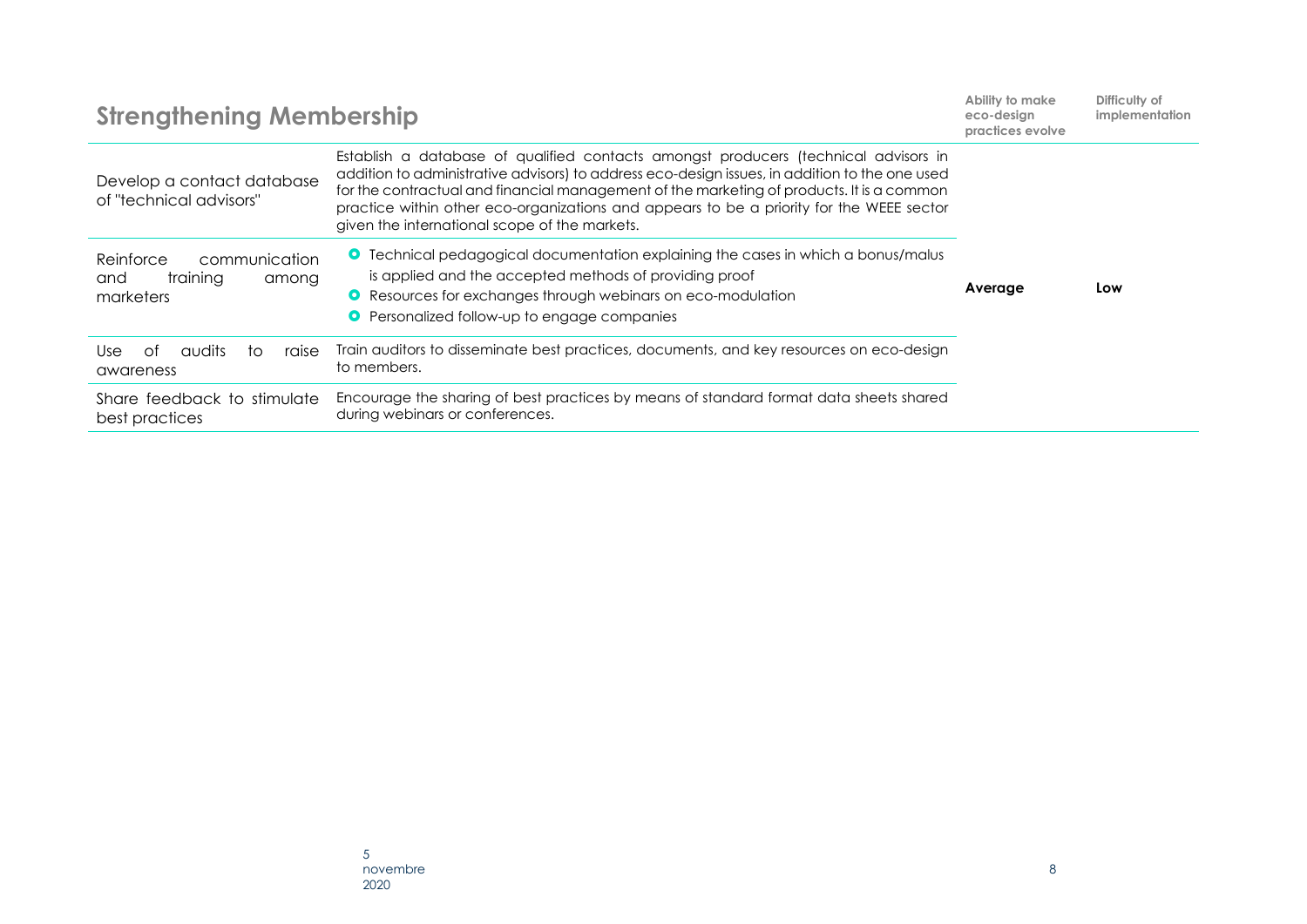## Strengthening Membership

| Strengthening Membership | | Ability to make eco-design practices evolve | Difficulty of implementation |
|---|---|---|---|
| Develop a contact database of "technical advisors" | Establish a database of qualified contacts amongst producers (technical advisors in addition to administrative advisors) to address eco-design issues, in addition to the one used for the contractual and financial management of the marketing of products. It is a common practice within other eco-organizations and appears to be a priority for the WEEE sector given the international scope of the markets. | Average | Low |
| Reinforce communication and training among marketers | • Technical pedagogical documentation explaining the cases in which a bonus/malus is applied and the accepted methods of providing proof<br>• Resources for exchanges through webinars on eco-modulation<br>• Personalized follow-up to engage companies | | |
| Use of audits to raise awareness | Train auditors to disseminate best practices, documents, and key resources on eco-design to members. | | |
| Share feedback to stimulate best practices | Encourage the sharing of best practices by means of standard format data sheets shared during webinars or conferences. | | |

5 novembre 2020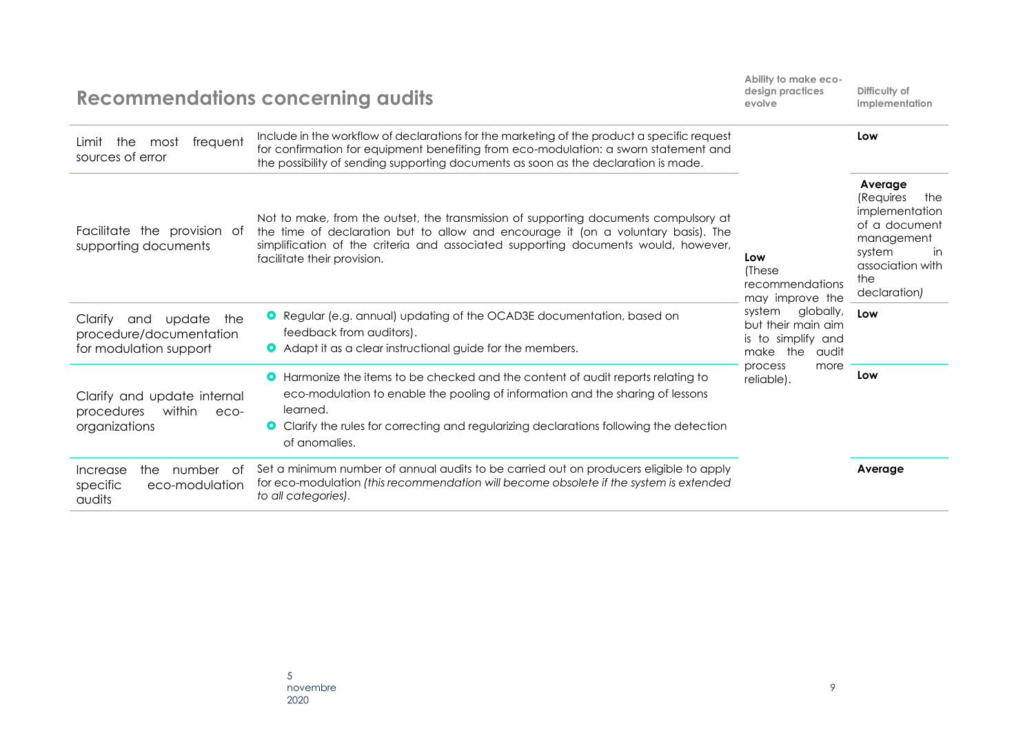## Recommendations concerning audits

| Recommendation | Description | Ability to make eco-design practices evolve | Difficulty of implementation |
|---|---|---|---|
| Limit the most frequent sources of error | Include in the workflow of declarations for the marketing of the product a specific request for confirmation for equipment benefiting from eco-modulation: a sworn statement and the possibility of sending supporting documents as soon as the declaration is made. | **Low** (These recommendations may improve the system globally, but their main aim is to simplify and make the audit process more reliable). | **Low** |
| Facilitate the provision of supporting documents | Not to make, from the outset, the transmission of supporting documents compulsory at the time of declaration but to allow and encourage it (on a voluntary basis). The simplification of the criteria and associated supporting documents would, however, facilitate their provision. | | **Average** (Requires the implementation of a document management system in association with the declaration) |
| Clarify and update the procedure/documentation for modulation support | • Regular (e.g. annual) updating of the OCAD3E documentation, based on feedback from auditors).<br>• Adapt it as a clear instructional guide for the members. | | **Low** |
| Clarify and update internal procedures within eco-organizations | • Harmonize the items to be checked and the content of audit reports relating to eco-modulation to enable the pooling of information and the sharing of lessons learned.<br>• Clarify the rules for correcting and regularizing declarations following the detection of anomalies. | | **Low** |
| Increase the number of specific eco-modulation audits | Set a minimum number of annual audits to be carried out on producers eligible to apply for eco-modulation *(this recommendation will become obsolete if the system is extended to all categories)*. | | **Average** |

5 novembre 2020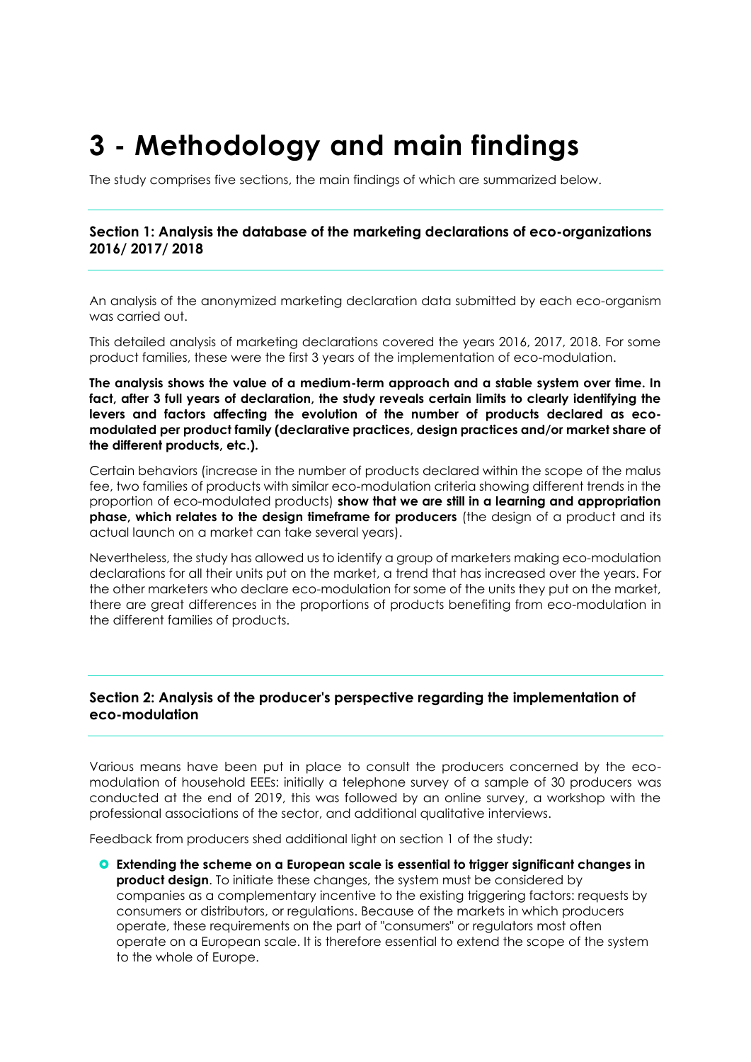# 3 - Methodology and main findings

The study comprises five sections, the main findings of which are summarized below.

### Section 1: Analysis the database of the marketing declarations of eco-organizations 2016/ 2017/ 2018

An analysis of the anonymized marketing declaration data submitted by each eco-organism was carried out.

This detailed analysis of marketing declarations covered the years 2016, 2017, 2018. For some product families, these were the first 3 years of the implementation of eco-modulation.

**The analysis shows the value of a medium-term approach and a stable system over time. In fact, after 3 full years of declaration, the study reveals certain limits to clearly identifying the levers and factors affecting the evolution of the number of products declared as eco-modulated per product family (declarative practices, design practices and/or market share of the different products, etc.).**

Certain behaviors (increase in the number of products declared within the scope of the malus fee, two families of products with similar eco-modulation criteria showing different trends in the proportion of eco-modulated products) **show that we are still in a learning and appropriation phase, which relates to the design timeframe for producers** (the design of a product and its actual launch on a market can take several years).

Nevertheless, the study has allowed us to identify a group of marketers making eco-modulation declarations for all their units put on the market, a trend that has increased over the years. For the other marketers who declare eco-modulation for some of the units they put on the market, there are great differences in the proportions of products benefiting from eco-modulation in the different families of products.

### Section 2: Analysis of the producer's perspective regarding the implementation of eco-modulation

Various means have been put in place to consult the producers concerned by the eco-modulation of household EEEs: initially a telephone survey of a sample of 30 producers was conducted at the end of 2019, this was followed by an online survey, a workshop with the professional associations of the sector, and additional qualitative interviews.

Feedback from producers shed additional light on section 1 of the study:

- **Extending the scheme on a European scale is essential to trigger significant changes in product design**. To initiate these changes, the system must be considered by companies as a complementary incentive to the existing triggering factors: requests by consumers or distributors, or regulations. Because of the markets in which producers operate, these requirements on the part of "consumers" or regulators most often operate on a European scale. It is therefore essential to extend the scope of the system to the whole of Europe.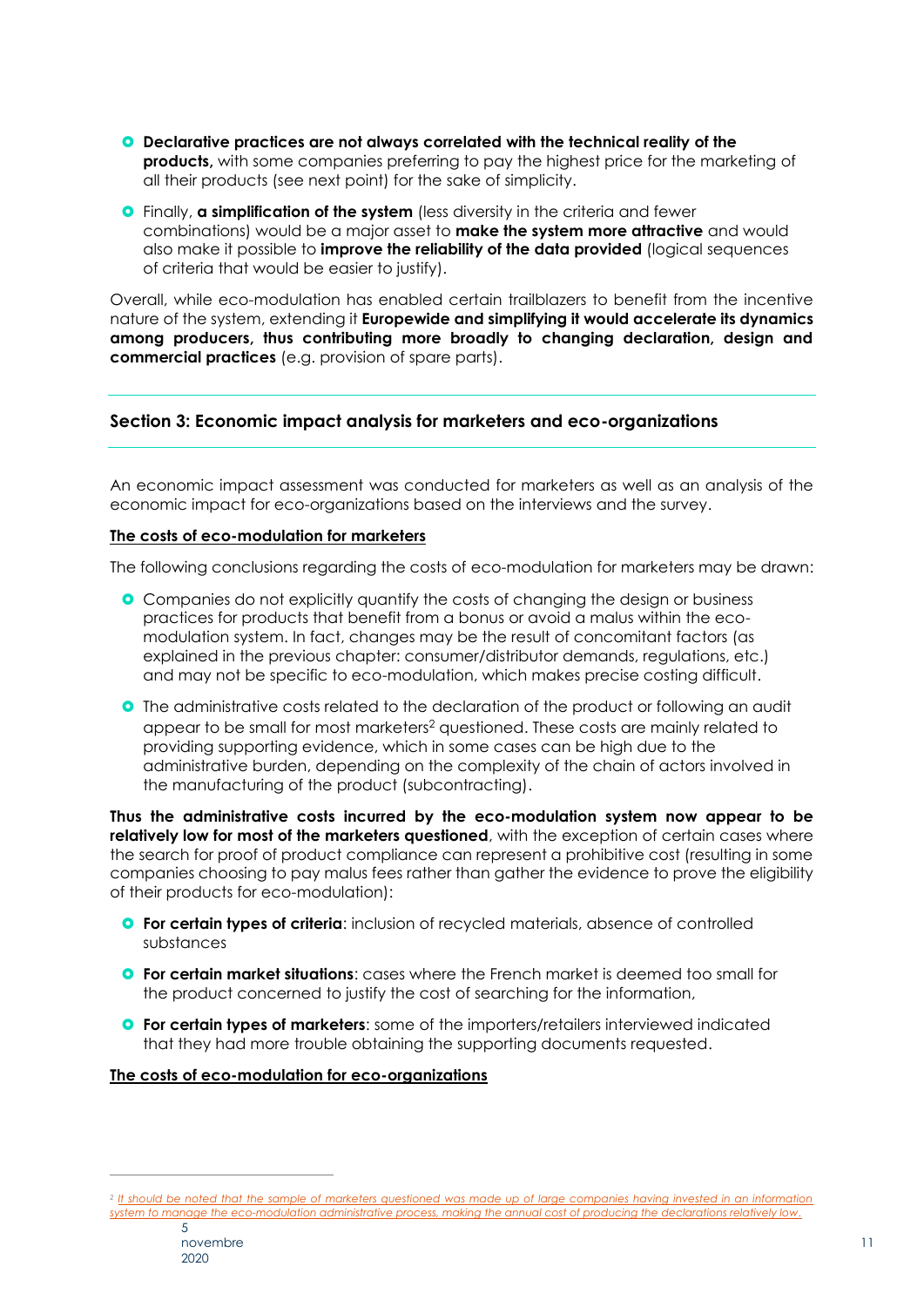- **Declarative practices are not always correlated with the technical reality of the products,** with some companies preferring to pay the highest price for the marketing of all their products (see next point) for the sake of simplicity.
- Finally, **a simplification of the system** (less diversity in the criteria and fewer combinations) would be a major asset to **make the system more attractive** and would also make it possible to **improve the reliability of the data provided** (logical sequences of criteria that would be easier to justify).

Overall, while eco-modulation has enabled certain trailblazers to benefit from the incentive nature of the system, extending it **Europewide and simplifying it would accelerate its dynamics among producers, thus contributing more broadly to changing declaration, design and commercial practices** (e.g. provision of spare parts).

## Section 3: Economic impact analysis for marketers and eco-organizations

An economic impact assessment was conducted for marketers as well as an analysis of the economic impact for eco-organizations based on the interviews and the survey.

### The costs of eco-modulation for marketers

The following conclusions regarding the costs of eco-modulation for marketers may be drawn:

- Companies do not explicitly quantify the costs of changing the design or business practices for products that benefit from a bonus or avoid a malus within the eco-modulation system. In fact, changes may be the result of concomitant factors (as explained in the previous chapter: consumer/distributor demands, regulations, etc.) and may not be specific to eco-modulation, which makes precise costing difficult.
- The administrative costs related to the declaration of the product or following an audit appear to be small for most marketers[2] questioned. These costs are mainly related to providing supporting evidence, which in some cases can be high due to the administrative burden, depending on the complexity of the chain of actors involved in the manufacturing of the product (subcontracting).

**Thus the administrative costs incurred by the eco-modulation system now appear to be relatively low for most of the marketers questioned**, with the exception of certain cases where the search for proof of product compliance can represent a prohibitive cost (resulting in some companies choosing to pay malus fees rather than gather the evidence to prove the eligibility of their products for eco-modulation):

- **For certain types of criteria**: inclusion of recycled materials, absence of controlled substances
- **For certain market situations**: cases where the French market is deemed too small for the product concerned to justify the cost of searching for the information,
- **For certain types of marketers**: some of the importers/retailers interviewed indicated that they had more trouble obtaining the supporting documents requested.

### The costs of eco-modulation for eco-organizations

[2] *It should be noted that the sample of marketers questioned was made up of large companies having invested in an information system to manage the eco-modulation administrative process, making the annual cost of producing the declarations relatively low.*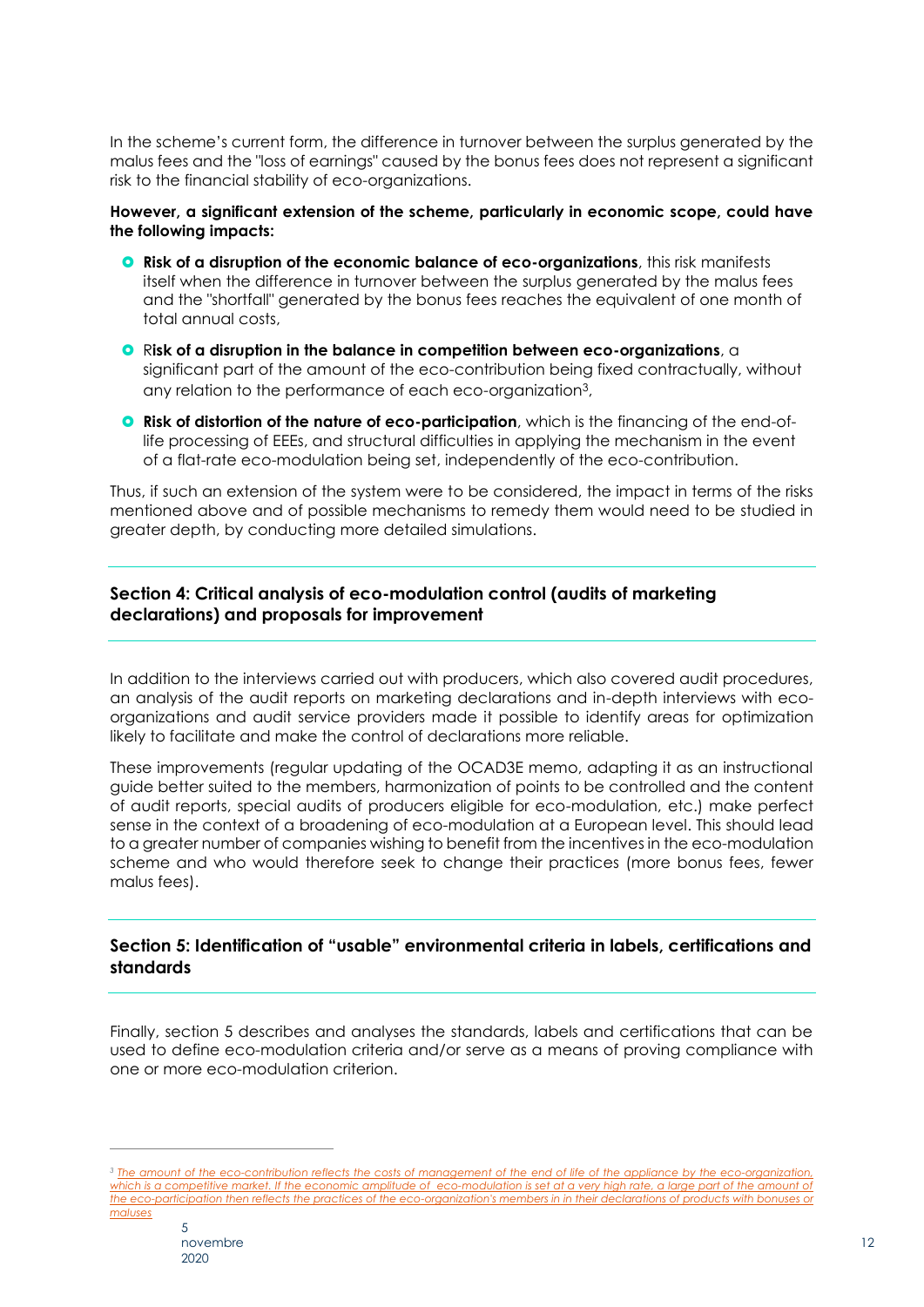In the scheme's current form, the difference in turnover between the surplus generated by the malus fees and the "loss of earnings" caused by the bonus fees does not represent a significant risk to the financial stability of eco-organizations.

**However, a significant extension of the scheme, particularly in economic scope, could have the following impacts:**

- **Risk of a disruption of the economic balance of eco-organizations**, this risk manifests itself when the difference in turnover between the surplus generated by the malus fees and the "shortfall" generated by the bonus fees reaches the equivalent of one month of total annual costs,
- R**isk of a disruption in the balance in competition between eco-organizations**, a significant part of the amount of the eco-contribution being fixed contractually, without any relation to the performance of each eco-organization[3],
- **Risk of distortion of the nature of eco-participation**, which is the financing of the end-of-life processing of EEEs, and structural difficulties in applying the mechanism in the event of a flat-rate eco-modulation being set, independently of the eco-contribution.

Thus, if such an extension of the system were to be considered, the impact in terms of the risks mentioned above and of possible mechanisms to remedy them would need to be studied in greater depth, by conducting more detailed simulations.

## Section 4: Critical analysis of eco-modulation control (audits of marketing declarations) and proposals for improvement

In addition to the interviews carried out with producers, which also covered audit procedures, an analysis of the audit reports on marketing declarations and in-depth interviews with eco-organizations and audit service providers made it possible to identify areas for optimization likely to facilitate and make the control of declarations more reliable.

These improvements (regular updating of the OCAD3E memo, adapting it as an instructional guide better suited to the members, harmonization of points to be controlled and the content of audit reports, special audits of producers eligible for eco-modulation, etc.) make perfect sense in the context of a broadening of eco-modulation at a European level. This should lead to a greater number of companies wishing to benefit from the incentives in the eco-modulation scheme and who would therefore seek to change their practices (more bonus fees, fewer malus fees).

## Section 5: Identification of "usable" environmental criteria in labels, certifications and standards

Finally, section 5 describes and analyses the standards, labels and certifications that can be used to define eco-modulation criteria and/or serve as a means of proving compliance with one or more eco-modulation criterion.

---

[3] *The amount of the eco-contribution reflects the costs of management of the end of life of the appliance by the eco-organization, which is a competitive market. If the economic amplitude of eco-modulation is set at a very high rate, a large part of the amount of the eco-participation then reflects the practices of the eco-organization's members in in their declarations of products with bonuses or maluses*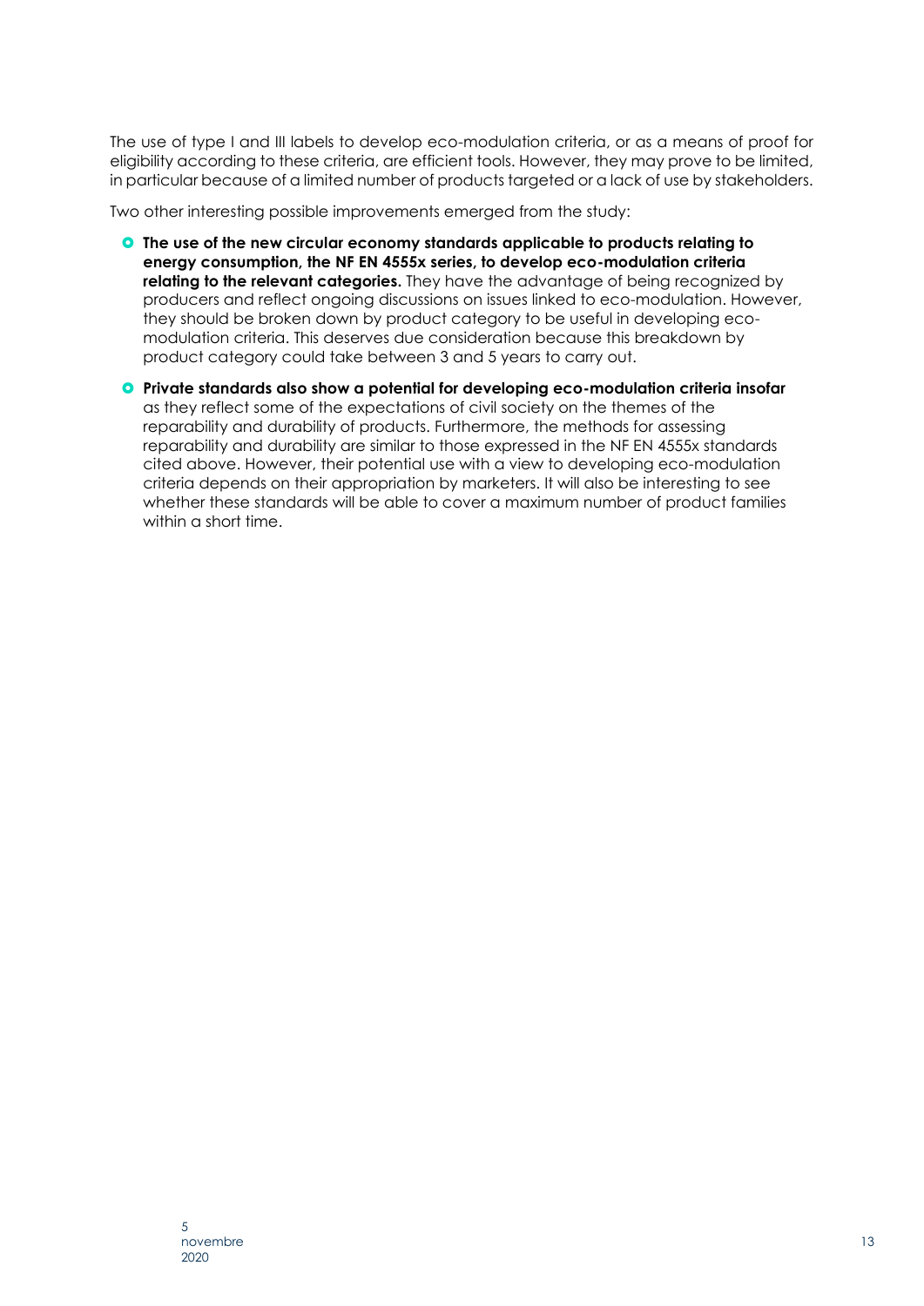The use of type I and III labels to develop eco-modulation criteria, or as a means of proof for eligibility according to these criteria, are efficient tools. However, they may prove to be limited, in particular because of a limited number of products targeted or a lack of use by stakeholders.

Two other interesting possible improvements emerged from the study:

- **The use of the new circular economy standards applicable to products relating to energy consumption, the NF EN 4555x series, to develop eco-modulation criteria relating to the relevant categories.** They have the advantage of being recognized by producers and reflect ongoing discussions on issues linked to eco-modulation. However, they should be broken down by product category to be useful in developing eco-modulation criteria. This deserves due consideration because this breakdown by product category could take between 3 and 5 years to carry out.
- **Private standards also show a potential for developing eco-modulation criteria insofar** as they reflect some of the expectations of civil society on the themes of the reparability and durability of products. Furthermore, the methods for assessing reparability and durability are similar to those expressed in the NF EN 4555x standards cited above. However, their potential use with a view to developing eco-modulation criteria depends on their appropriation by marketers. It will also be interesting to see whether these standards will be able to cover a maximum number of product families within a short time.